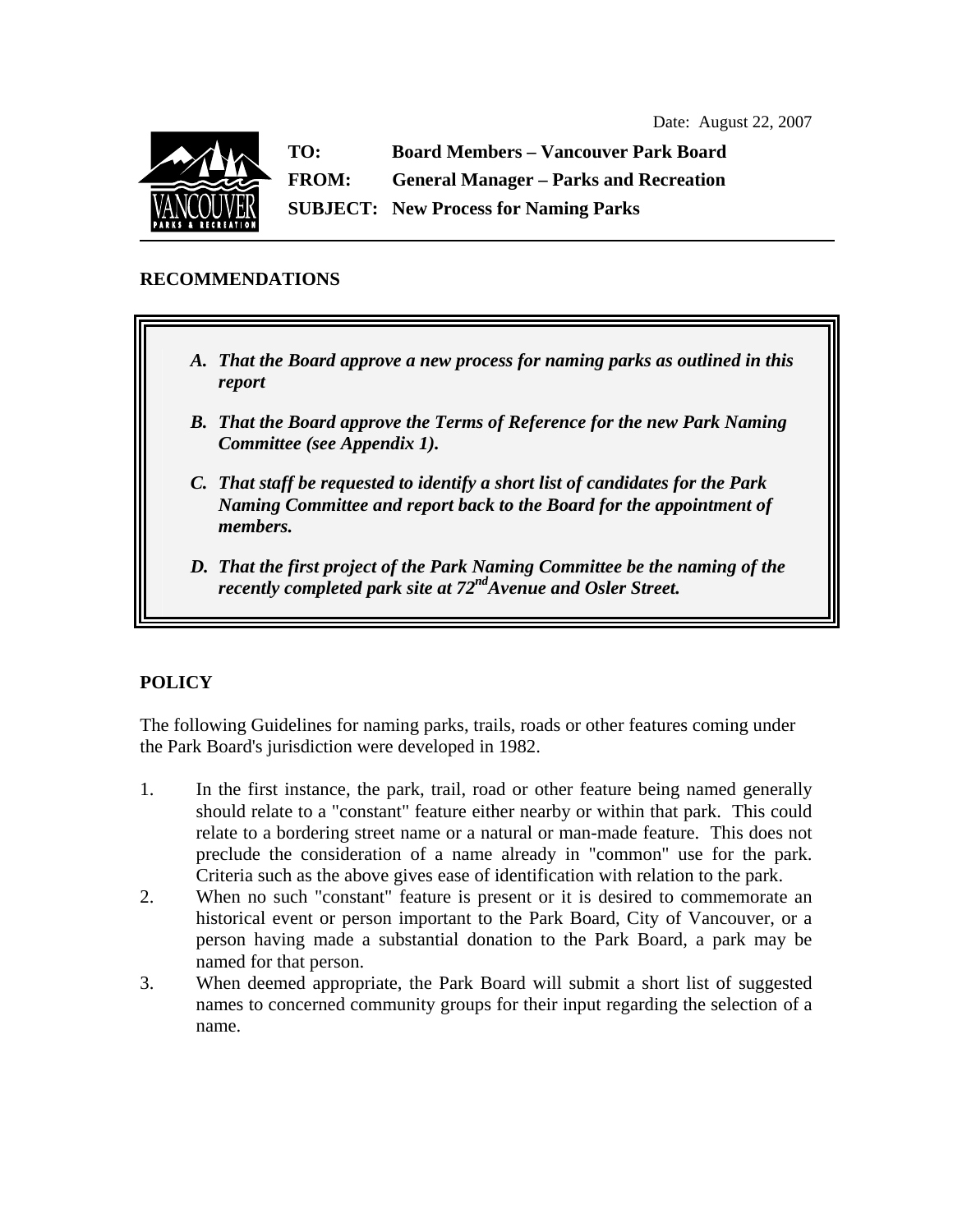Date: August 22, 2007

**TO:** Board Members – Vancouver Park Board

**FROM:** General Manager – Parks and Recreation

**SUBJECT:** New Process for Naming Parks

## RECOMMENDATIONS

> ***A. That the Board approve a new process for naming parks as outlined in this report***
>
> ***B. That the Board approve the Terms of Reference for the new Park Naming Committee (see Appendix 1).***
>
> ***C. That staff be requested to identify a short list of candidates for the Park Naming Committee and report back to the Board for the appointment of members.***
>
> ***D. That the first project of the Park Naming Committee be the naming of the recently completed park site at 72nd Avenue and Osler Street.***

## POLICY

The following Guidelines for naming parks, trails, roads or other features coming under the Park Board's jurisdiction were developed in 1982.

1. In the first instance, the park, trail, road or other feature being named generally should relate to a "constant" feature either nearby or within that park. This could relate to a bordering street name or a natural or man-made feature. This does not preclude the consideration of a name already in "common" use for the park. Criteria such as the above gives ease of identification with relation to the park.
2. When no such "constant" feature is present or it is desired to commemorate an historical event or person important to the Park Board, City of Vancouver, or a person having made a substantial donation to the Park Board, a park may be named for that person.
3. When deemed appropriate, the Park Board will submit a short list of suggested names to concerned community groups for their input regarding the selection of a name.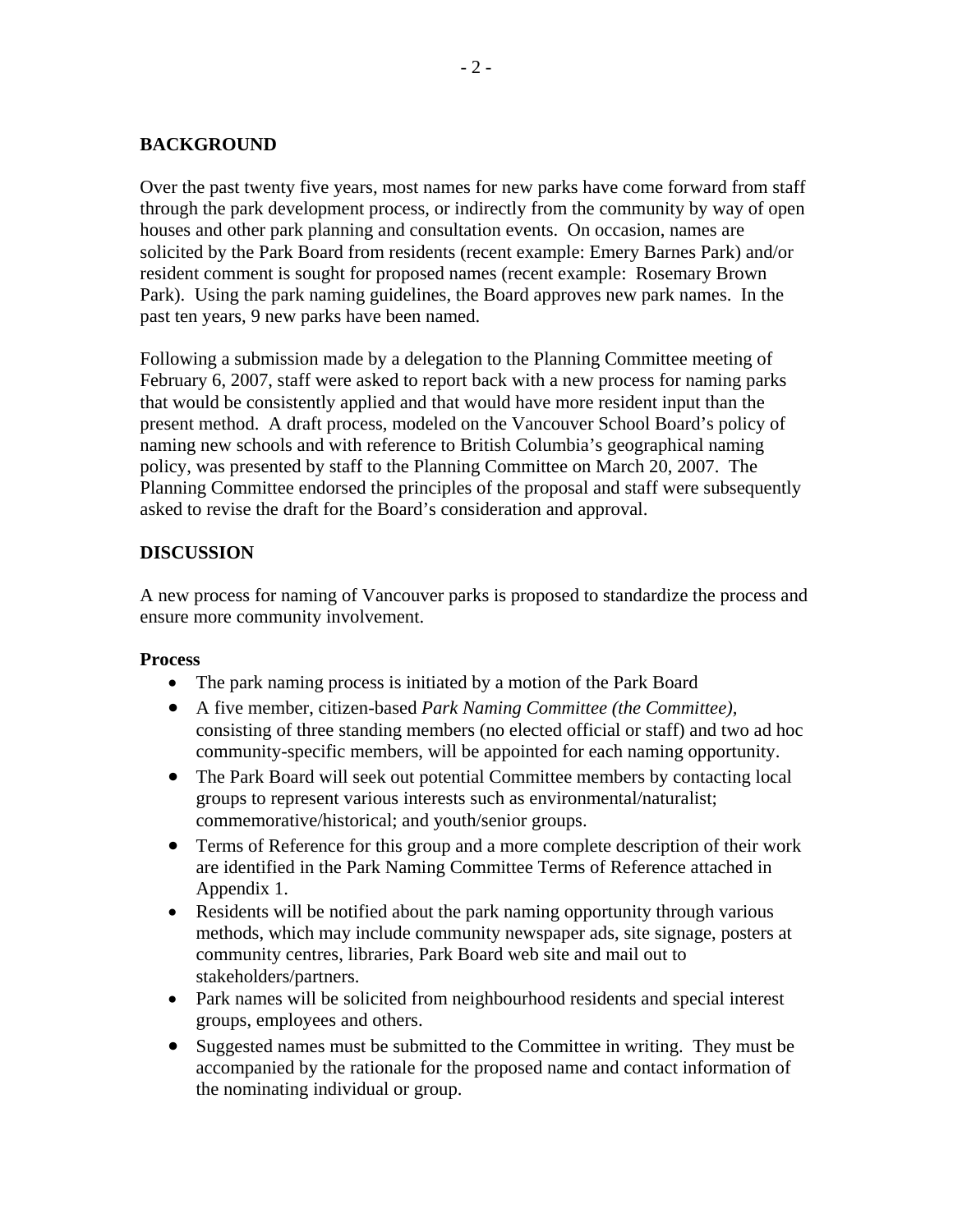## BACKGROUND

Over the past twenty five years, most names for new parks have come forward from staff through the park development process, or indirectly from the community by way of open houses and other park planning and consultation events. On occasion, names are solicited by the Park Board from residents (recent example: Emery Barnes Park) and/or resident comment is sought for proposed names (recent example: Rosemary Brown Park). Using the park naming guidelines, the Board approves new park names. In the past ten years, 9 new parks have been named.

Following a submission made by a delegation to the Planning Committee meeting of February 6, 2007, staff were asked to report back with a new process for naming parks that would be consistently applied and that would have more resident input than the present method. A draft process, modeled on the Vancouver School Board's policy of naming new schools and with reference to British Columbia's geographical naming policy, was presented by staff to the Planning Committee on March 20, 2007. The Planning Committee endorsed the principles of the proposal and staff were subsequently asked to revise the draft for the Board's consideration and approval.

## DISCUSSION

A new process for naming of Vancouver parks is proposed to standardize the process and ensure more community involvement.

### Process

- The park naming process is initiated by a motion of the Park Board
- A five member, citizen-based *Park Naming Committee (the Committee)*, consisting of three standing members (no elected official or staff) and two ad hoc community-specific members, will be appointed for each naming opportunity.
- The Park Board will seek out potential Committee members by contacting local groups to represent various interests such as environmental/naturalist; commemorative/historical; and youth/senior groups.
- Terms of Reference for this group and a more complete description of their work are identified in the Park Naming Committee Terms of Reference attached in Appendix 1.
- Residents will be notified about the park naming opportunity through various methods, which may include community newspaper ads, site signage, posters at community centres, libraries, Park Board web site and mail out to stakeholders/partners.
- Park names will be solicited from neighbourhood residents and special interest groups, employees and others.
- Suggested names must be submitted to the Committee in writing. They must be accompanied by the rationale for the proposed name and contact information of the nominating individual or group.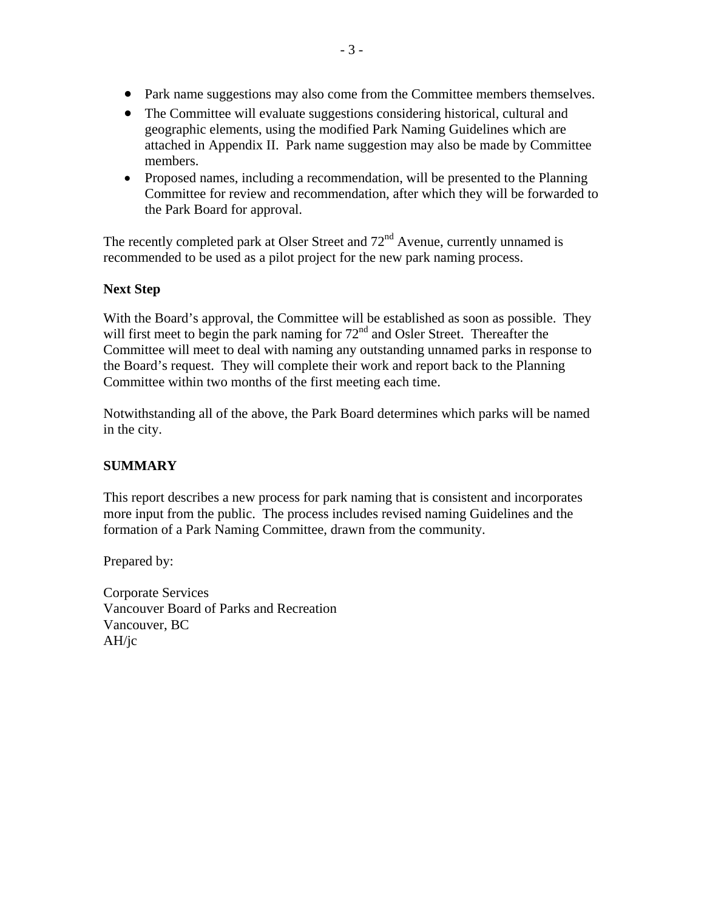- Park name suggestions may also come from the Committee members themselves.
- The Committee will evaluate suggestions considering historical, cultural and geographic elements, using the modified Park Naming Guidelines which are attached in Appendix II. Park name suggestion may also be made by Committee members.
- Proposed names, including a recommendation, will be presented to the Planning Committee for review and recommendation, after which they will be forwarded to the Park Board for approval.

The recently completed park at Olser Street and 72nd Avenue, currently unnamed is recommended to be used as a pilot project for the new park naming process.

**Next Step**

With the Board's approval, the Committee will be established as soon as possible. They will first meet to begin the park naming for 72nd and Osler Street. Thereafter the Committee will meet to deal with naming any outstanding unnamed parks in response to the Board's request. They will complete their work and report back to the Planning Committee within two months of the first meeting each time.

Notwithstanding all of the above, the Park Board determines which parks will be named in the city.

**SUMMARY**

This report describes a new process for park naming that is consistent and incorporates more input from the public. The process includes revised naming Guidelines and the formation of a Park Naming Committee, drawn from the community.

Prepared by:

Corporate Services
Vancouver Board of Parks and Recreation
Vancouver, BC
AH/jc